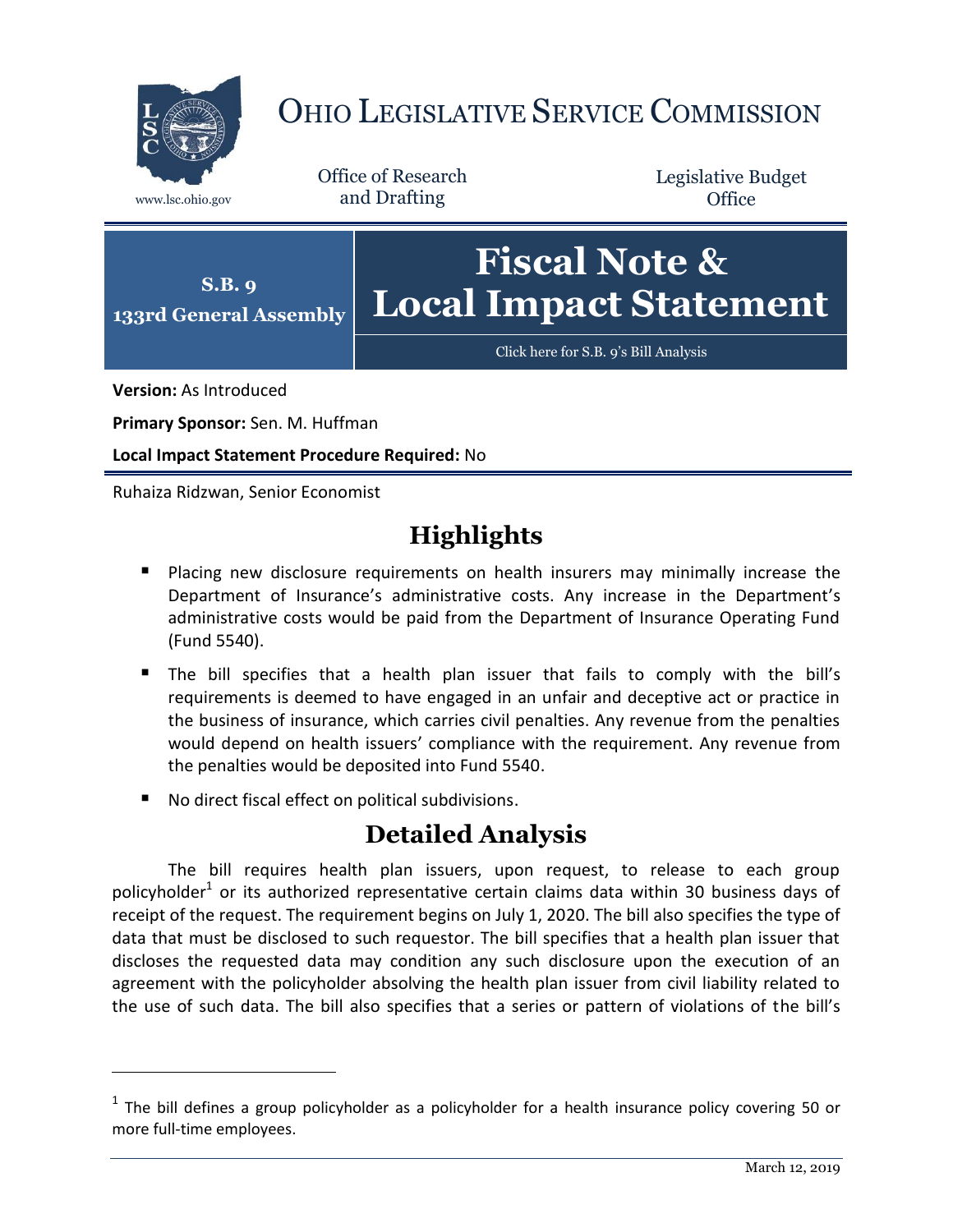# OHIO LEGISLATIVE SERVICE COMMISSION

www.lsc.ohio.gov

Office of Research and Drafting

Legislative Budget Office

**S.B. 9**
**133rd General Assembly**

# Fiscal Note & Local Impact Statement

Click here for S.B. 9's Bill Analysis

**Version:** As Introduced

**Primary Sponsor:** Sen. M. Huffman

**Local Impact Statement Procedure Required:** No

Ruhaiza Ridzwan, Senior Economist

## Highlights

- Placing new disclosure requirements on health insurers may minimally increase the Department of Insurance's administrative costs. Any increase in the Department's administrative costs would be paid from the Department of Insurance Operating Fund (Fund 5540).
- The bill specifies that a health plan issuer that fails to comply with the bill's requirements is deemed to have engaged in an unfair and deceptive act or practice in the business of insurance, which carries civil penalties. Any revenue from the penalties would depend on health issuers' compliance with the requirement. Any revenue from the penalties would be deposited into Fund 5540.
- No direct fiscal effect on political subdivisions.

## Detailed Analysis

The bill requires health plan issuers, upon request, to release to each group policyholder[1] or its authorized representative certain claims data within 30 business days of receipt of the request. The requirement begins on July 1, 2020. The bill also specifies the type of data that must be disclosed to such requestor. The bill specifies that a health plan issuer that discloses the requested data may condition any such disclosure upon the execution of an agreement with the policyholder absolving the health plan issuer from civil liability related to the use of such data. The bill also specifies that a series or pattern of violations of the bill's

[1] The bill defines a group policyholder as a policyholder for a health insurance policy covering 50 or more full-time employees.

March 12, 2019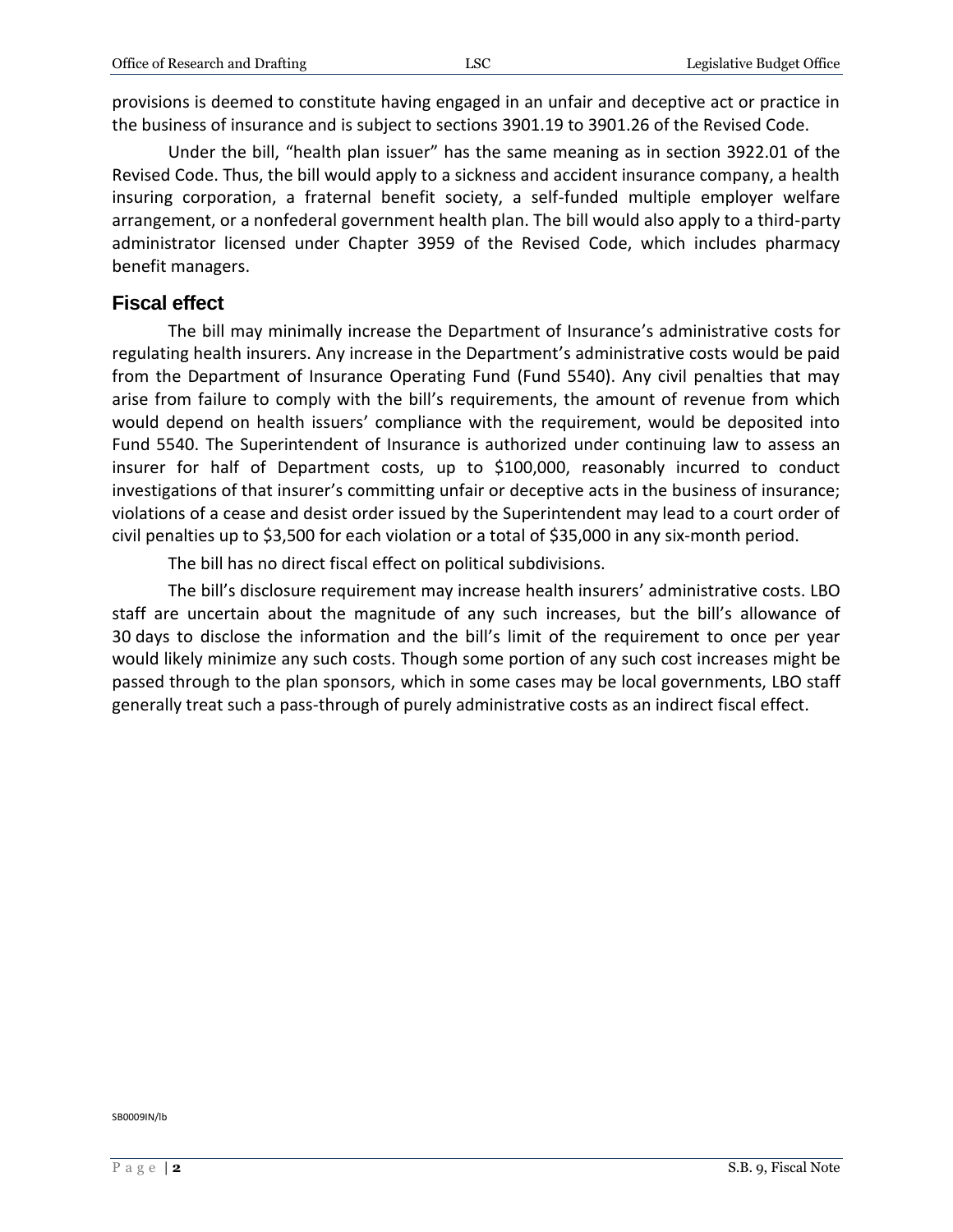provisions is deemed to constitute having engaged in an unfair and deceptive act or practice in the business of insurance and is subject to sections 3901.19 to 3901.26 of the Revised Code.

Under the bill, "health plan issuer" has the same meaning as in section 3922.01 of the Revised Code. Thus, the bill would apply to a sickness and accident insurance company, a health insuring corporation, a fraternal benefit society, a self-funded multiple employer welfare arrangement, or a nonfederal government health plan. The bill would also apply to a third-party administrator licensed under Chapter 3959 of the Revised Code, which includes pharmacy benefit managers.

## Fiscal effect

The bill may minimally increase the Department of Insurance's administrative costs for regulating health insurers. Any increase in the Department's administrative costs would be paid from the Department of Insurance Operating Fund (Fund 5540). Any civil penalties that may arise from failure to comply with the bill's requirements, the amount of revenue from which would depend on health issuers' compliance with the requirement, would be deposited into Fund 5540. The Superintendent of Insurance is authorized under continuing law to assess an insurer for half of Department costs, up to $100,000, reasonably incurred to conduct investigations of that insurer's committing unfair or deceptive acts in the business of insurance; violations of a cease and desist order issued by the Superintendent may lead to a court order of civil penalties up to $3,500 for each violation or a total of $35,000 in any six-month period.

The bill has no direct fiscal effect on political subdivisions.

The bill's disclosure requirement may increase health insurers' administrative costs. LBO staff are uncertain about the magnitude of any such increases, but the bill's allowance of 30 days to disclose the information and the bill's limit of the requirement to once per year would likely minimize any such costs. Though some portion of any such cost increases might be passed through to the plan sponsors, which in some cases may be local governments, LBO staff generally treat such a pass-through of purely administrative costs as an indirect fiscal effect.

SB0009IN/lb